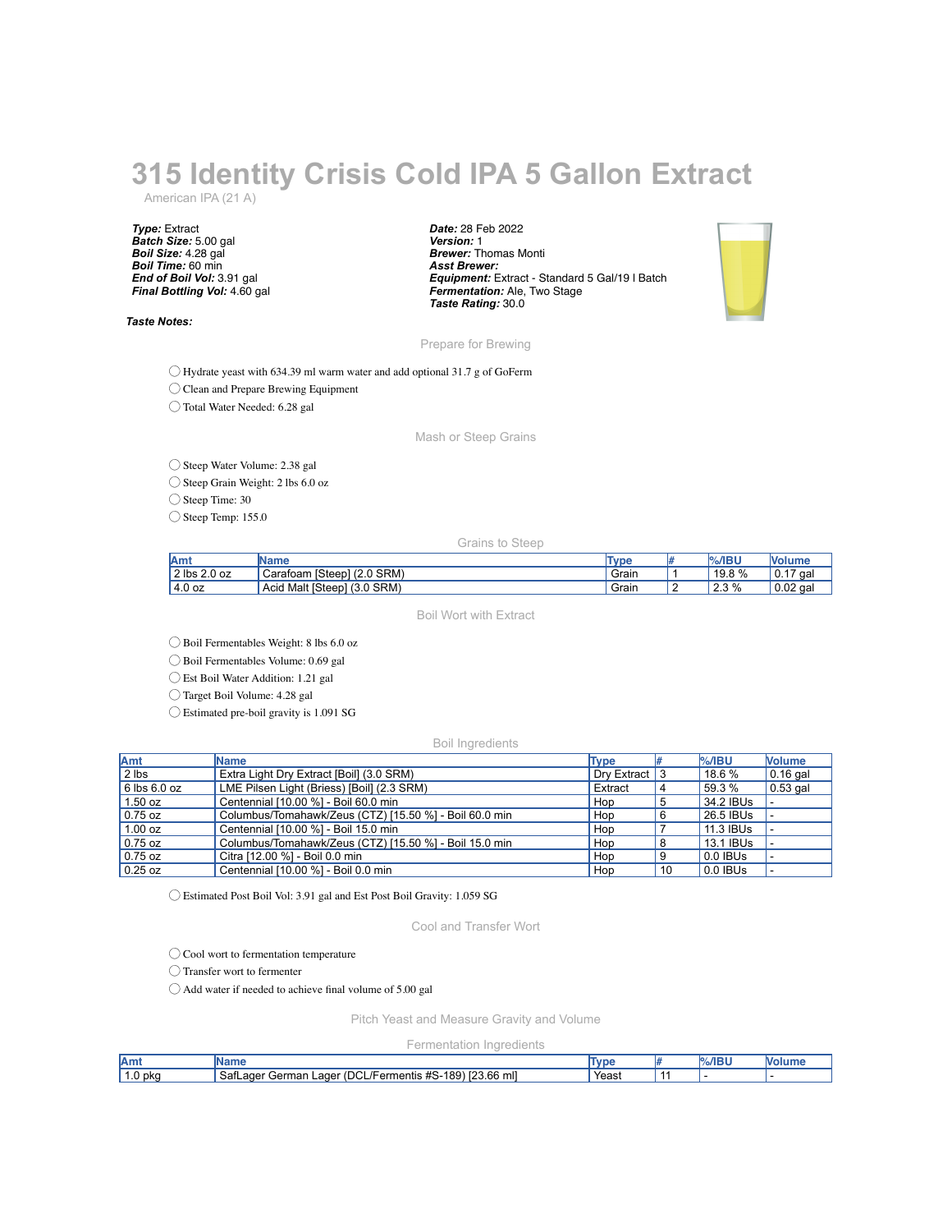# 315 Identity Crisis Cold IPA 5 Gallon Extract

American IPA (21 A)

***Type:*** Extract
***Batch Size:*** 5.00 gal
***Boil Size:*** 4.28 gal
***Boil Time:*** 60 min
***End of Boil Vol:*** 3.91 gal
***Final Bottling Vol:*** 4.60 gal

***Date:*** 28 Feb 2022
***Version:*** 1
***Brewer:*** Thomas Monti
***Asst Brewer:***
***Equipment:*** Extract - Standard 5 Gal/19 l Batch
***Fermentation:*** Ale, Two Stage
***Taste Rating:*** 30.0

***Taste Notes:***

## Prepare for Brewing

- ◯ Hydrate yeast with 634.39 ml warm water and add optional 31.7 g of GoFerm
- ◯ Clean and Prepare Brewing Equipment
- ◯ Total Water Needed: 6.28 gal

## Mash or Steep Grains

- ◯ Steep Water Volume: 2.38 gal
- ◯ Steep Grain Weight: 2 lbs 6.0 oz
- ◯ Steep Time: 30
- ◯ Steep Temp: 155.0

### Grains to Steep

| Amt | Name | Type | # | %/IBU | Volume |
|---|---|---|---|---|---|
| 2 lbs 2.0 oz | Carafoam [Steep] (2.0 SRM) | Grain | 1 | 19.8 % | 0.17 gal |
| 4.0 oz | Acid Malt [Steep] (3.0 SRM) | Grain | 2 | 2.3 % | 0.02 gal |

## Boil Wort with Extract

- ◯ Boil Fermentables Weight: 8 lbs 6.0 oz
- ◯ Boil Fermentables Volume: 0.69 gal
- ◯ Est Boil Water Addition: 1.21 gal
- ◯ Target Boil Volume: 4.28 gal
- ◯ Estimated pre-boil gravity is 1.091 SG

### Boil Ingredients

| Amt | Name | Type | # | %/IBU | Volume |
|---|---|---|---|---|---|
| 2 lbs | Extra Light Dry Extract [Boil] (3.0 SRM) | Dry Extract | 3 | 18.6 % | 0.16 gal |
| 6 lbs 6.0 oz | LME Pilsen Light (Briess) [Boil] (2.3 SRM) | Extract | 4 | 59.3 % | 0.53 gal |
| 1.50 oz | Centennial [10.00 %] - Boil 60.0 min | Hop | 5 | 34.2 IBUs | - |
| 0.75 oz | Columbus/Tomahawk/Zeus (CTZ) [15.50 %] - Boil 60.0 min | Hop | 6 | 26.5 IBUs | - |
| 1.00 oz | Centennial [10.00 %] - Boil 15.0 min | Hop | 7 | 11.3 IBUs | - |
| 0.75 oz | Columbus/Tomahawk/Zeus (CTZ) [15.50 %] - Boil 15.0 min | Hop | 8 | 13.1 IBUs | - |
| 0.75 oz | Citra [12.00 %] - Boil 0.0 min | Hop | 9 | 0.0 IBUs | - |
| 0.25 oz | Centennial [10.00 %] - Boil 0.0 min | Hop | 10 | 0.0 IBUs | - |

- ◯ Estimated Post Boil Vol: 3.91 gal and Est Post Boil Gravity: 1.059 SG

## Cool and Transfer Wort

- ◯ Cool wort to fermentation temperature
- ◯ Transfer wort to fermenter
- ◯ Add water if needed to achieve final volume of 5.00 gal

## Pitch Yeast and Measure Gravity and Volume

### Fermentation Ingredients

| Amt | Name | Type | # | %/IBU | Volume |
|---|---|---|---|---|---|
| 1.0 pkg | SafLager German Lager (DCL/Fermentis #S-189) [23.66 ml] | Yeast | 11 | - | - |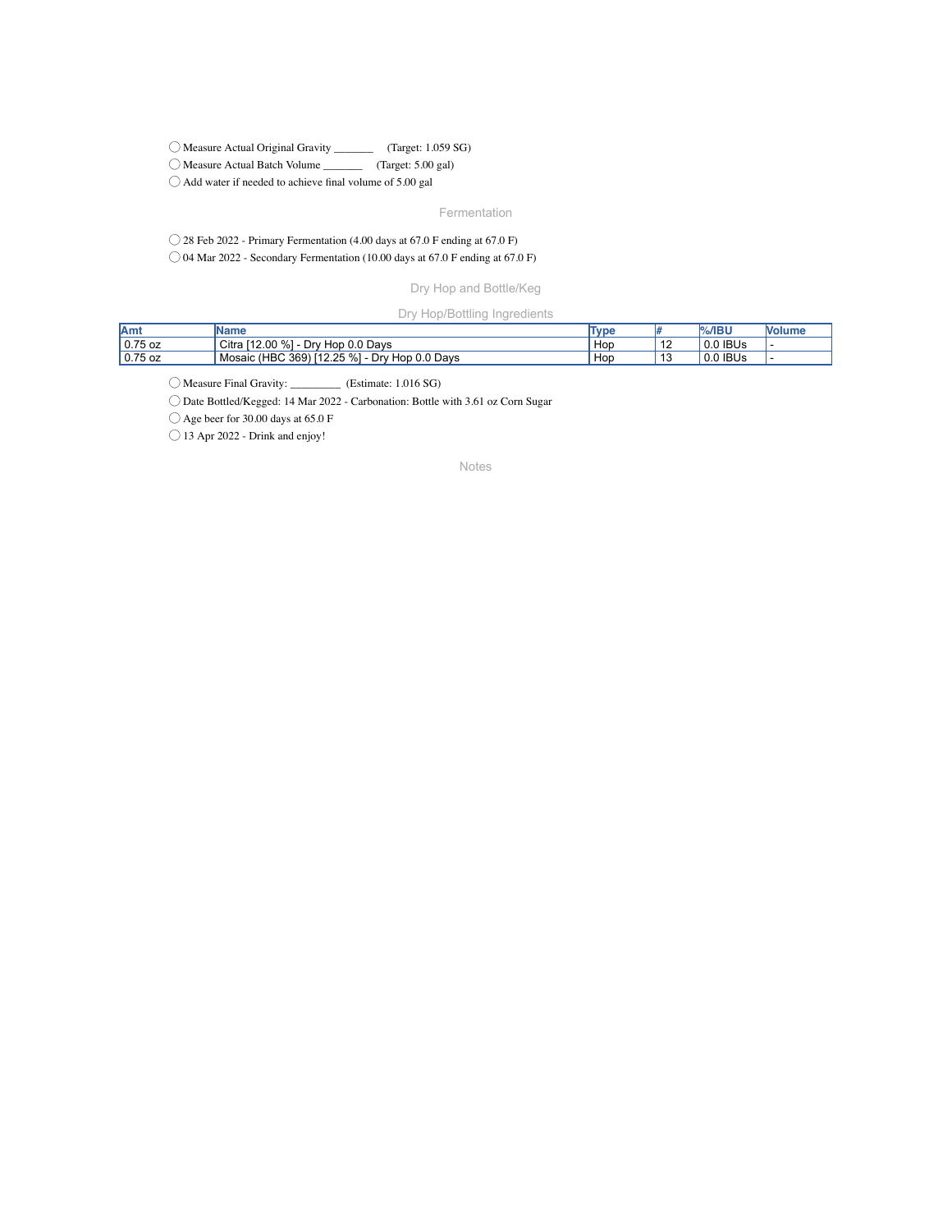◯ Measure Actual Original Gravity _______ (Target: 1.059 SG)

◯ Measure Actual Batch Volume _______ (Target: 5.00 gal)

◯ Add water if needed to achieve final volume of 5.00 gal

## Fermentation

◯ 28 Feb 2022 - Primary Fermentation (4.00 days at 67.0 F ending at 67.0 F)

◯ 04 Mar 2022 - Secondary Fermentation (10.00 days at 67.0 F ending at 67.0 F)

## Dry Hop and Bottle/Keg

### Dry Hop/Bottling Ingredients

| Amt | Name | Type | # | %/IBU | Volume |
|---|---|---|---|---|---|
| 0.75 oz | Citra [12.00 %] - Dry Hop 0.0 Days | Hop | 12 | 0.0 IBUs | - |
| 0.75 oz | Mosaic (HBC 369) [12.25 %] - Dry Hop 0.0 Days | Hop | 13 | 0.0 IBUs | - |

◯ Measure Final Gravity: _________ (Estimate: 1.016 SG)

◯ Date Bottled/Kegged: 14 Mar 2022 - Carbonation: Bottle with 3.61 oz Corn Sugar

◯ Age beer for 30.00 days at 65.0 F

◯ 13 Apr 2022 - Drink and enjoy!

## Notes